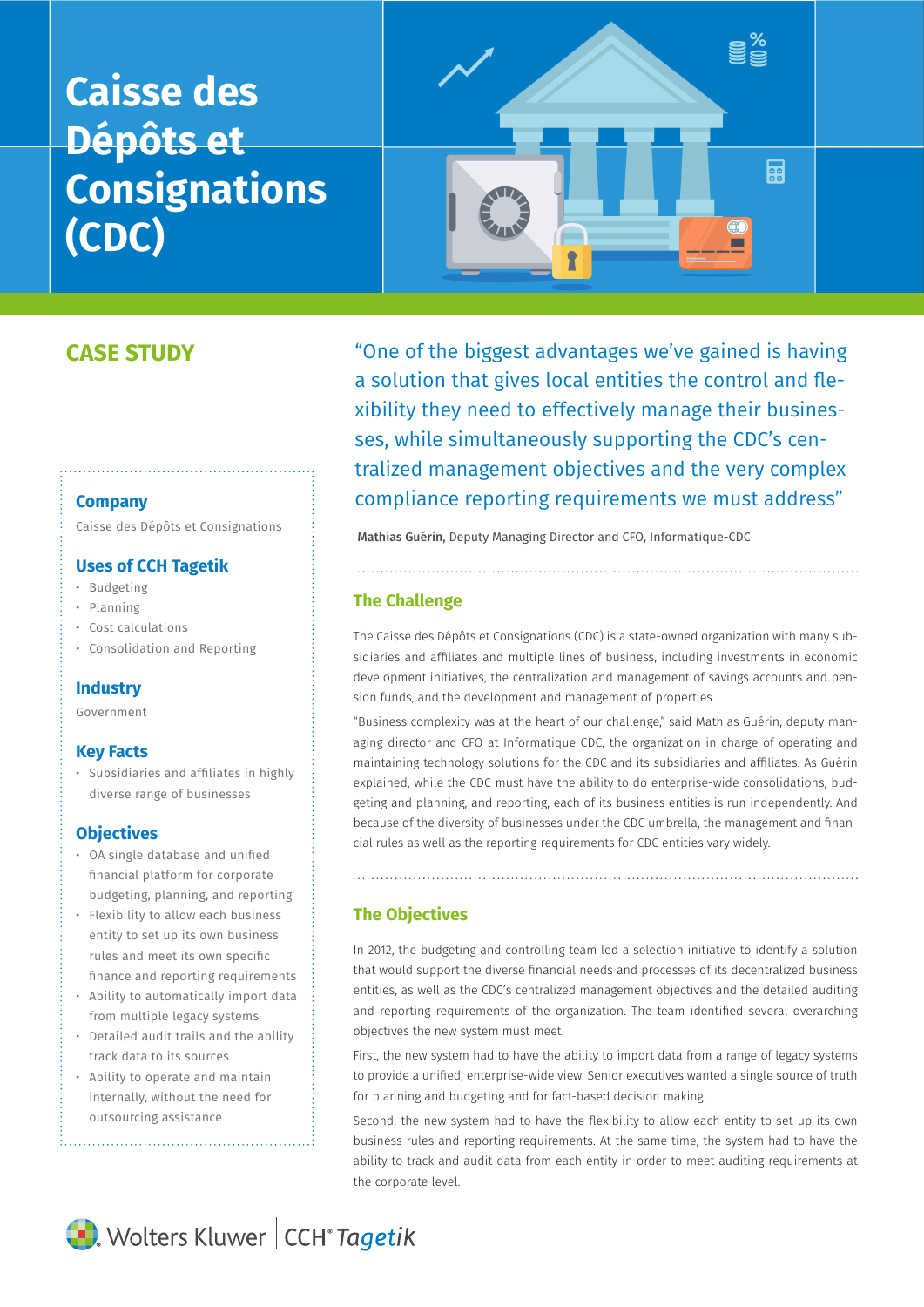# Caisse des Dépôts et Consignations (CDC)

## CASE STUDY

### Company

Caisse des Dépôts et Consignations

### Uses of CCH Tagetik

- Budgeting
- Planning
- Cost calculations
- Consolidation and Reporting

### Industry

Government

### Key Facts

- Subsidiaries and affiliates in highly diverse range of businesses

### Objectives

- OA single database and unified financial platform for corporate budgeting, planning, and reporting
- Flexibility to allow each business entity to set up its own business rules and meet its own specific finance and reporting requirements
- Ability to automatically import data from multiple legacy systems
- Detailed audit trails and the ability track data to its sources
- Ability to operate and maintain internally, without the need for outsourcing assistance

"One of the biggest advantages we've gained is having a solution that gives local entities the control and flexibility they need to effectively manage their businesses, while simultaneously supporting the CDC's centralized management objectives and the very complex compliance reporting requirements we must address"

**Mathias Guérin**, Deputy Managing Director and CFO, Informatique-CDC

## The Challenge

The Caisse des Dépôts et Consignations (CDC) is a state-owned organization with many subsidiaries and affiliates and multiple lines of business, including investments in economic development initiatives, the centralization and management of savings accounts and pension funds, and the development and management of properties.

"Business complexity was at the heart of our challenge," said Mathias Guérin, deputy managing director and CFO at Informatique CDC, the organization in charge of operating and maintaining technology solutions for the CDC and its subsidiaries and affiliates. As Guérin explained, while the CDC must have the ability to do enterprise-wide consolidations, budgeting and planning, and reporting, each of its business entities is run independently. And because of the diversity of businesses under the CDC umbrella, the management and financial rules as well as the reporting requirements for CDC entities vary widely.

## The Objectives

In 2012, the budgeting and controlling team led a selection initiative to identify a solution that would support the diverse financial needs and processes of its decentralized business entities, as well as the CDC's centralized management objectives and the detailed auditing and reporting requirements of the organization. The team identified several overarching objectives the new system must meet.

First, the new system had to have the ability to import data from a range of legacy systems to provide a unified, enterprise-wide view. Senior executives wanted a single source of truth for planning and budgeting and for fact-based decision making.

Second, the new system had to have the flexibility to allow each entity to set up its own business rules and reporting requirements. At the same time, the system had to have the ability to track and audit data from each entity in order to meet auditing requirements at the corporate level.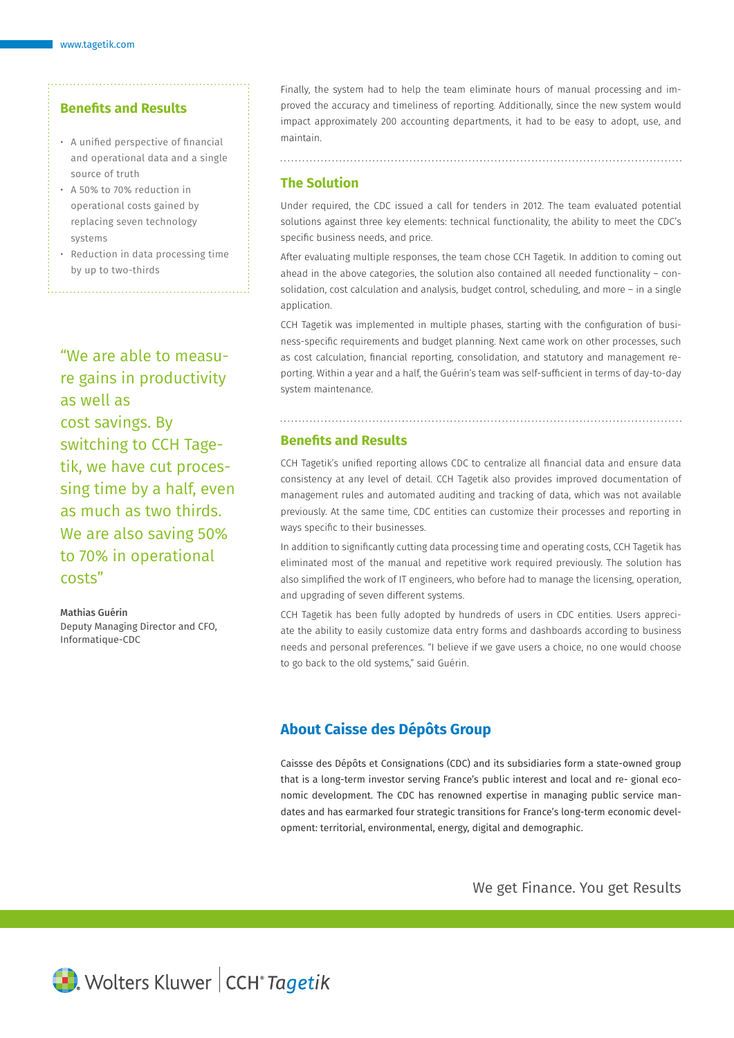## Benefits and Results

- A unified perspective of financial and operational data and a single source of truth
- A 50% to 70% reduction in operational costs gained by replacing seven technology systems
- Reduction in data processing time by up to two-thirds

"We are able to measure gains in productivity as well as cost savings. By switching to CCH Tagetik, we have cut processing time by a half, even as much as two thirds. We are also saving 50% to 70% in operational costs"

**Mathias Guérin**
Deputy Managing Director and CFO, Informatique-CDC

Finally, the system had to help the team eliminate hours of manual processing and improved the accuracy and timeliness of reporting. Additionally, since the new system would impact approximately 200 accounting departments, it had to be easy to adopt, use, and maintain.

## The Solution

Under required, the CDC issued a call for tenders in 2012. The team evaluated potential solutions against three key elements: technical functionality, the ability to meet the CDC's specific business needs, and price.

After evaluating multiple responses, the team chose CCH Tagetik. In addition to coming out ahead in the above categories, the solution also contained all needed functionality – consolidation, cost calculation and analysis, budget control, scheduling, and more – in a single application.

CCH Tagetik was implemented in multiple phases, starting with the configuration of business-specific requirements and budget planning. Next came work on other processes, such as cost calculation, financial reporting, consolidation, and statutory and management reporting. Within a year and a half, the Guérin's team was self-sufficient in terms of day-to-day system maintenance.

## Benefits and Results

CCH Tagetik's unified reporting allows CDC to centralize all financial data and ensure data consistency at any level of detail. CCH Tagetik also provides improved documentation of management rules and automated auditing and tracking of data, which was not available previously. At the same time, CDC entities can customize their processes and reporting in ways specific to their businesses.

In addition to significantly cutting data processing time and operating costs, CCH Tagetik has eliminated most of the manual and repetitive work required previously. The solution has also simplified the work of IT engineers, who before had to manage the licensing, operation, and upgrading of seven different systems.

CCH Tagetik has been fully adopted by hundreds of users in CDC entities. Users appreciate the ability to easily customize data entry forms and dashboards according to business needs and personal preferences. "I believe if we gave users a choice, no one would choose to go back to the old systems," said Guérin.

## About Caisse des Dépôts Group

Caissse des Dépôts et Consignations (CDC) and its subsidiaries form a state-owned group that is a long-term investor serving France's public interest and local and re- gional economic development. The CDC has renowned expertise in managing public service mandates and has earmarked four strategic transitions for France's long-term economic development: territorial, environmental, energy, digital and demographic.

We get Finance. You get Results

Wolters Kluwer | CCH® Tagetik